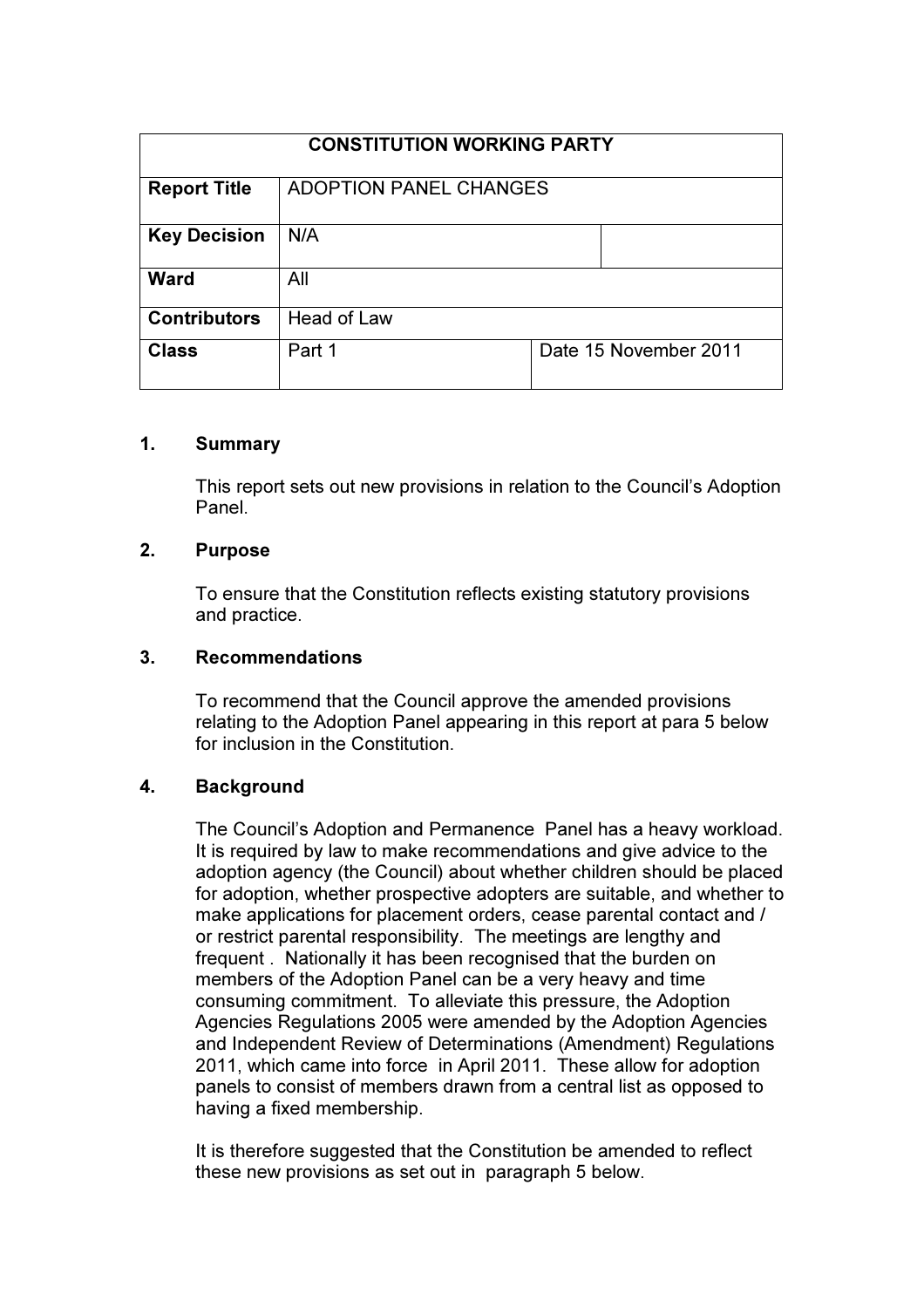| CONSTITUTION WORKING PARTY | | |
|---|---|---|
| **Report Title** | ADOPTION PANEL CHANGES | |
| **Key Decision** | N/A | |
| **Ward** | All | |
| **Contributors** | Head of Law | |
| **Class** | Part 1 | Date 15 November 2011 |

## 1. Summary

This report sets out new provisions in relation to the Council's Adoption Panel.

## 2. Purpose

To ensure that the Constitution reflects existing statutory provisions and practice.

## 3. Recommendations

To recommend that the Council approve the amended provisions relating to the Adoption Panel appearing in this report at para 5 below for inclusion in the Constitution.

## 4. Background

The Council's Adoption and Permanence Panel has a heavy workload. It is required by law to make recommendations and give advice to the adoption agency (the Council) about whether children should be placed for adoption, whether prospective adopters are suitable, and whether to make applications for placement orders, cease parental contact and / or restrict parental responsibility. The meetings are lengthy and frequent . Nationally it has been recognised that the burden on members of the Adoption Panel can be a very heavy and time consuming commitment. To alleviate this pressure, the Adoption Agencies Regulations 2005 were amended by the Adoption Agencies and Independent Review of Determinations (Amendment) Regulations 2011, which came into force in April 2011. These allow for adoption panels to consist of members drawn from a central list as opposed to having a fixed membership.

It is therefore suggested that the Constitution be amended to reflect these new provisions as set out in paragraph 5 below.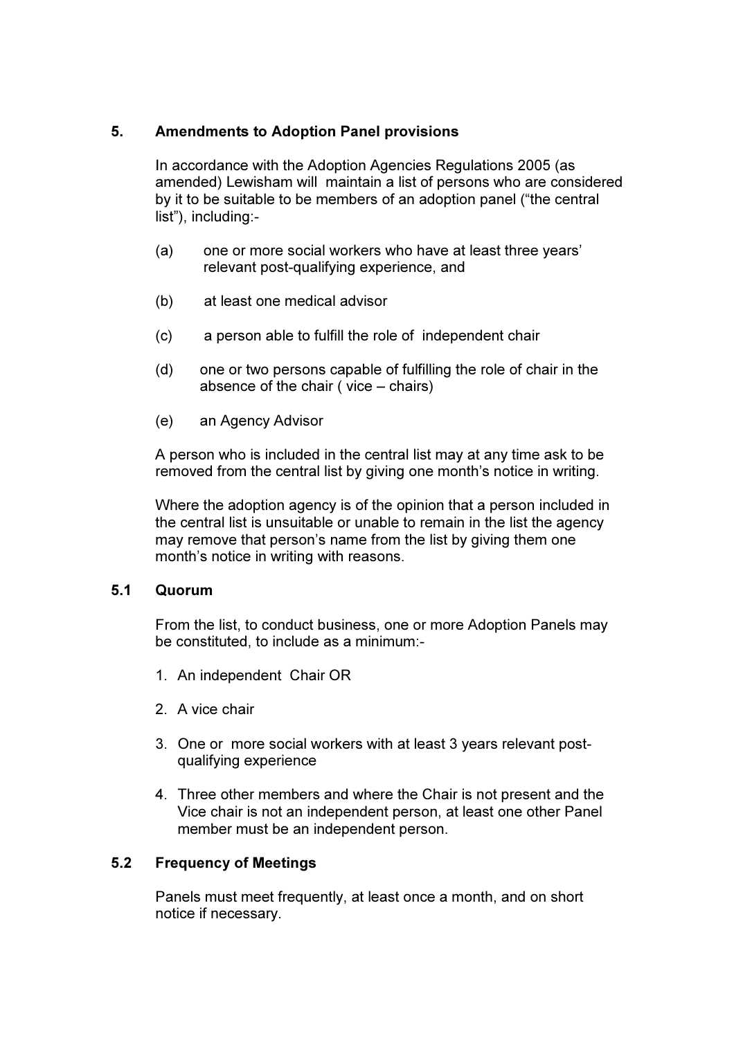## 5. Amendments to Adoption Panel provisions

In accordance with the Adoption Agencies Regulations 2005 (as amended) Lewisham will maintain a list of persons who are considered by it to be suitable to be members of an adoption panel ("the central list"), including:-

(a) one or more social workers who have at least three years' relevant post-qualifying experience, and

(b) at least one medical advisor

(c) a person able to fulfill the role of independent chair

(d) one or two persons capable of fulfilling the role of chair in the absence of the chair ( vice – chairs)

(e) an Agency Advisor

A person who is included in the central list may at any time ask to be removed from the central list by giving one month's notice in writing.

Where the adoption agency is of the opinion that a person included in the central list is unsuitable or unable to remain in the list the agency may remove that person's name from the list by giving them one month's notice in writing with reasons.

### 5.1 Quorum

From the list, to conduct business, one or more Adoption Panels may be constituted, to include as a minimum:-

1. An independent Chair OR
2. A vice chair
3. One or more social workers with at least 3 years relevant post-qualifying experience
4. Three other members and where the Chair is not present and the Vice chair is not an independent person, at least one other Panel member must be an independent person.

### 5.2 Frequency of Meetings

Panels must meet frequently, at least once a month, and on short notice if necessary.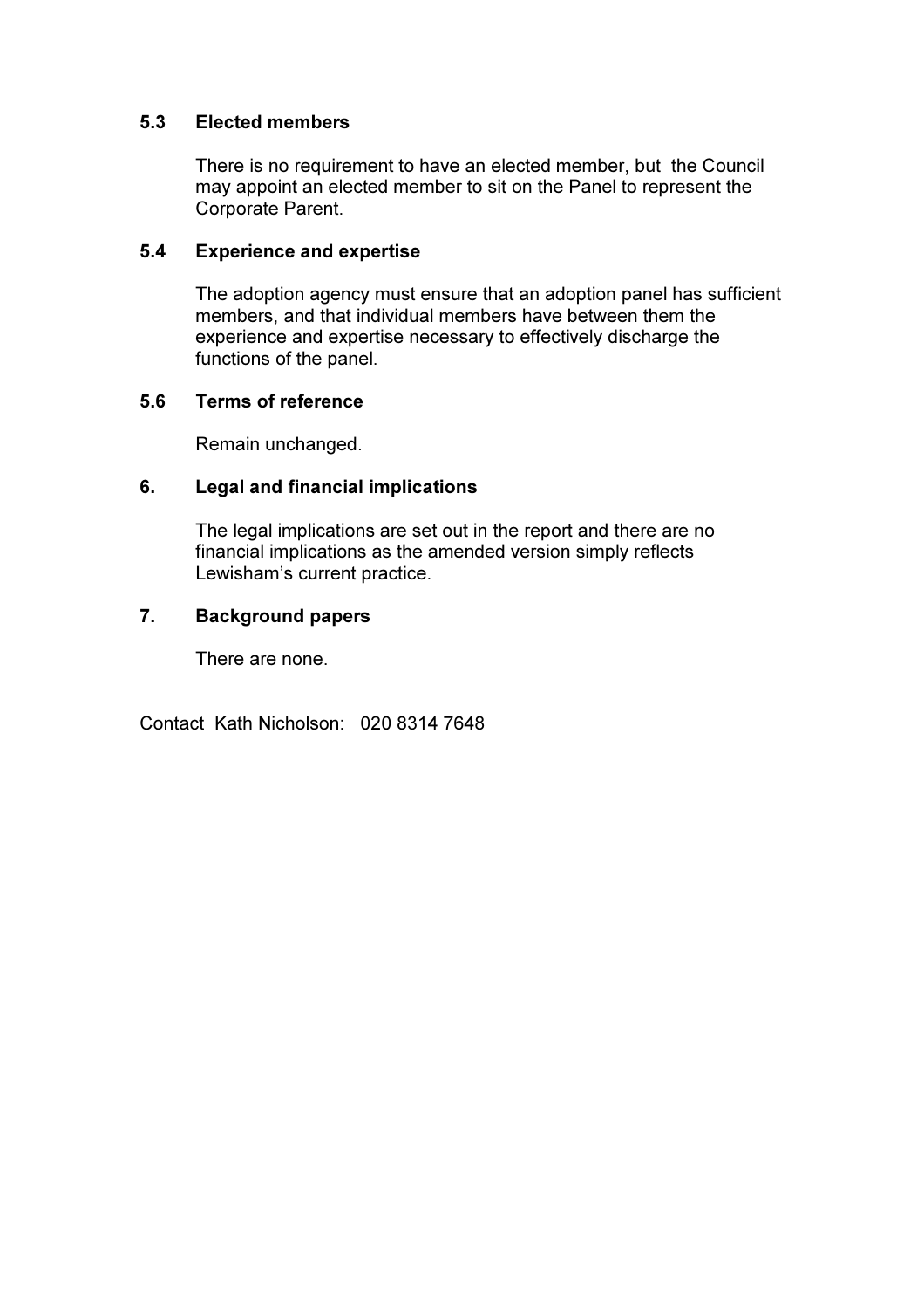### 5.3 Elected members

There is no requirement to have an elected member, but the Council may appoint an elected member to sit on the Panel to represent the Corporate Parent.

### 5.4 Experience and expertise

The adoption agency must ensure that an adoption panel has sufficient members, and that individual members have between them the experience and expertise necessary to effectively discharge the functions of the panel.

### 5.6 Terms of reference

Remain unchanged.

## 6. Legal and financial implications

The legal implications are set out in the report and there are no financial implications as the amended version simply reflects Lewisham's current practice.

## 7. Background papers

There are none.

Contact Kath Nicholson: 020 8314 7648